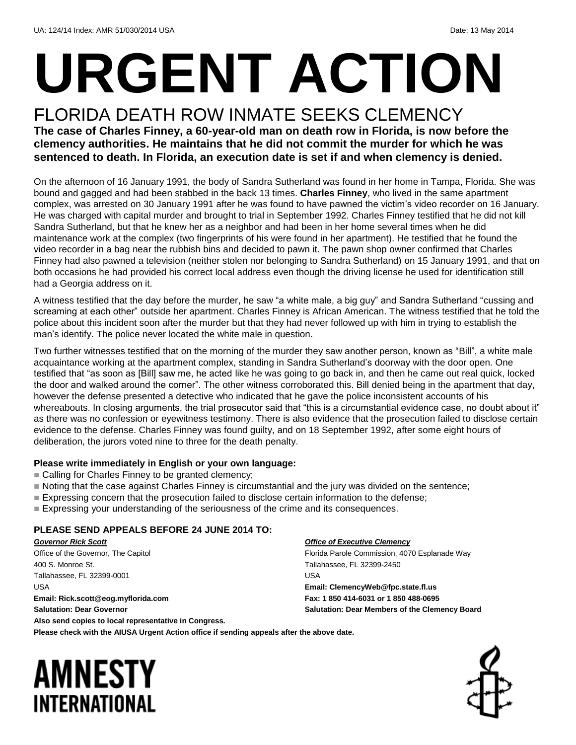UA: 124/14 Index: AMR 51/030/2014 USA Date: 13 May 2014

# URGENT ACTION

## FLORIDA DEATH ROW INMATE SEEKS CLEMENCY

**The case of Charles Finney, a 60-year-old man on death row in Florida, is now before the clemency authorities. He maintains that he did not commit the murder for which he was sentenced to death. In Florida, an execution date is set if and when clemency is denied.**

On the afternoon of 16 January 1991, the body of Sandra Sutherland was found in her home in Tampa, Florida. She was bound and gagged and had been stabbed in the back 13 times. **Charles Finney**, who lived in the same apartment complex, was arrested on 30 January 1991 after he was found to have pawned the victim's video recorder on 16 January. He was charged with capital murder and brought to trial in September 1992. Charles Finney testified that he did not kill Sandra Sutherland, but that he knew her as a neighbor and had been in her home several times when he did maintenance work at the complex (two fingerprints of his were found in her apartment). He testified that he found the video recorder in a bag near the rubbish bins and decided to pawn it. The pawn shop owner confirmed that Charles Finney had also pawned a television (neither stolen nor belonging to Sandra Sutherland) on 15 January 1991, and that on both occasions he had provided his correct local address even though the driving license he used for identification still had a Georgia address on it.

A witness testified that the day before the murder, he saw "a white male, a big guy" and Sandra Sutherland "cussing and screaming at each other" outside her apartment. Charles Finney is African American. The witness testified that he told the police about this incident soon after the murder but that they had never followed up with him in trying to establish the man's identify. The police never located the white male in question.

Two further witnesses testified that on the morning of the murder they saw another person, known as "Bill", a white male acquaintance working at the apartment complex, standing in Sandra Sutherland's doorway with the door open. One testified that "as soon as [Bill] saw me, he acted like he was going to go back in, and then he came out real quick, locked the door and walked around the corner". The other witness corroborated this. Bill denied being in the apartment that day, however the defense presented a detective who indicated that he gave the police inconsistent accounts of his whereabouts. In closing arguments, the trial prosecutor said that "this is a circumstantial evidence case, no doubt about it" as there was no confession or eyewitness testimony. There is also evidence that the prosecution failed to disclose certain evidence to the defense. Charles Finney was found guilty, and on 18 September 1992, after some eight hours of deliberation, the jurors voted nine to three for the death penalty.

**Please write immediately in English or your own language:**

- Calling for Charles Finney to be granted clemency;
- Noting that the case against Charles Finney is circumstantial and the jury was divided on the sentence;
- Expressing concern that the prosecution failed to disclose certain information to the defense;
- Expressing your understanding of the seriousness of the crime and its consequences.

**PLEASE SEND APPEALS BEFORE 24 JUNE 2014 TO:**

***Governor Rick Scott***
Office of the Governor, The Capitol
400 S. Monroe St.
Tallahassee, FL 32399-0001
USA
**Email: Rick.scott@eog.myflorida.com**
**Salutation: Dear Governor**

***Office of Executive Clemency***
Florida Parole Commission, 4070 Esplanade Way
Tallahassee, FL 32399-2450
USA
**Email: ClemencyWeb@fpc.state.fl.us**
**Fax: 1 850 414-6031 or 1 850 488-0695**
**Salutation: Dear Members of the Clemency Board**

**Also send copies to local representative in Congress.**

**Please check with the AIUSA Urgent Action office if sending appeals after the above date.**

AMNESTY INTERNATIONAL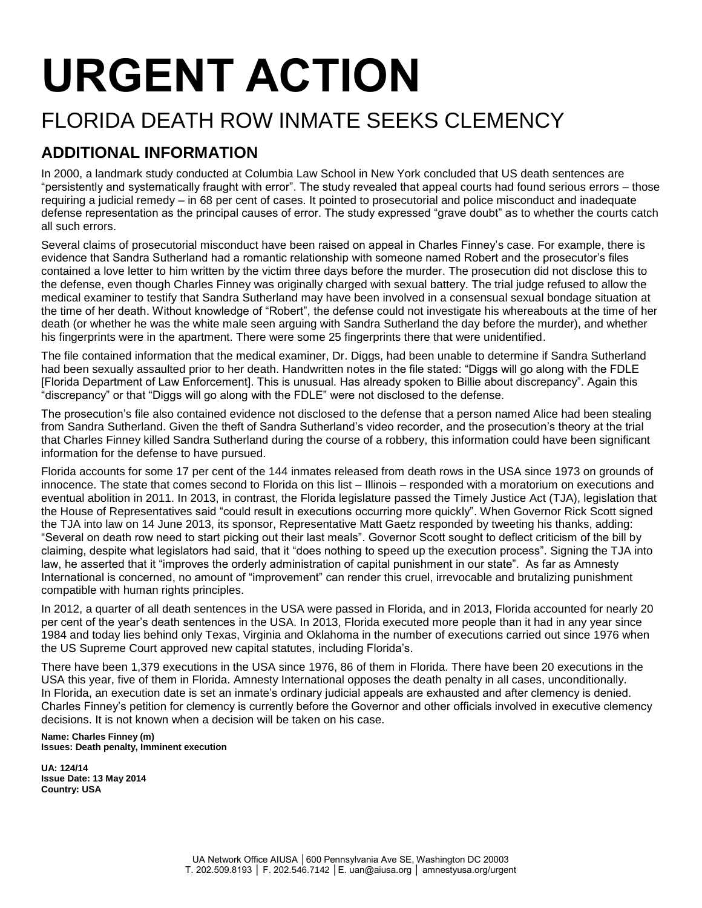# URGENT ACTION

## FLORIDA DEATH ROW INMATE SEEKS CLEMENCY

### ADDITIONAL INFORMATION

In 2000, a landmark study conducted at Columbia Law School in New York concluded that US death sentences are "persistently and systematically fraught with error". The study revealed that appeal courts had found serious errors – those requiring a judicial remedy – in 68 per cent of cases. It pointed to prosecutorial and police misconduct and inadequate defense representation as the principal causes of error. The study expressed "grave doubt" as to whether the courts catch all such errors.

Several claims of prosecutorial misconduct have been raised on appeal in Charles Finney's case. For example, there is evidence that Sandra Sutherland had a romantic relationship with someone named Robert and the prosecutor's files contained a love letter to him written by the victim three days before the murder. The prosecution did not disclose this to the defense, even though Charles Finney was originally charged with sexual battery. The trial judge refused to allow the medical examiner to testify that Sandra Sutherland may have been involved in a consensual sexual bondage situation at the time of her death. Without knowledge of "Robert", the defense could not investigate his whereabouts at the time of her death (or whether he was the white male seen arguing with Sandra Sutherland the day before the murder), and whether his fingerprints were in the apartment. There were some 25 fingerprints there that were unidentified.

The file contained information that the medical examiner, Dr. Diggs, had been unable to determine if Sandra Sutherland had been sexually assaulted prior to her death. Handwritten notes in the file stated: "Diggs will go along with the FDLE [Florida Department of Law Enforcement]. This is unusual. Has already spoken to Billie about discrepancy". Again this "discrepancy" or that "Diggs will go along with the FDLE" were not disclosed to the defense.

The prosecution's file also contained evidence not disclosed to the defense that a person named Alice had been stealing from Sandra Sutherland. Given the theft of Sandra Sutherland's video recorder, and the prosecution's theory at the trial that Charles Finney killed Sandra Sutherland during the course of a robbery, this information could have been significant information for the defense to have pursued.

Florida accounts for some 17 per cent of the 144 inmates released from death rows in the USA since 1973 on grounds of innocence. The state that comes second to Florida on this list – Illinois – responded with a moratorium on executions and eventual abolition in 2011. In 2013, in contrast, the Florida legislature passed the Timely Justice Act (TJA), legislation that the House of Representatives said "could result in executions occurring more quickly". When Governor Rick Scott signed the TJA into law on 14 June 2013, its sponsor, Representative Matt Gaetz responded by tweeting his thanks, adding: "Several on death row need to start picking out their last meals". Governor Scott sought to deflect criticism of the bill by claiming, despite what legislators had said, that it "does nothing to speed up the execution process". Signing the TJA into law, he asserted that it "improves the orderly administration of capital punishment in our state". As far as Amnesty International is concerned, no amount of "improvement" can render this cruel, irrevocable and brutalizing punishment compatible with human rights principles.

In 2012, a quarter of all death sentences in the USA were passed in Florida, and in 2013, Florida accounted for nearly 20 per cent of the year's death sentences in the USA. In 2013, Florida executed more people than it had in any year since 1984 and today lies behind only Texas, Virginia and Oklahoma in the number of executions carried out since 1976 when the US Supreme Court approved new capital statutes, including Florida's.

There have been 1,379 executions in the USA since 1976, 86 of them in Florida. There have been 20 executions in the USA this year, five of them in Florida. Amnesty International opposes the death penalty in all cases, unconditionally. In Florida, an execution date is set an inmate's ordinary judicial appeals are exhausted and after clemency is denied. Charles Finney's petition for clemency is currently before the Governor and other officials involved in executive clemency decisions. It is not known when a decision will be taken on his case.

**Name: Charles Finney (m)**
**Issues: Death penalty, Imminent execution**

**UA: 124/14**
**Issue Date: 13 May 2014**
**Country: USA**

UA Network Office AIUSA │600 Pennsylvania Ave SE, Washington DC 20003
T. 202.509.8193 │ F. 202.546.7142 │E. uan@aiusa.org │ amnestyusa.org/urgent